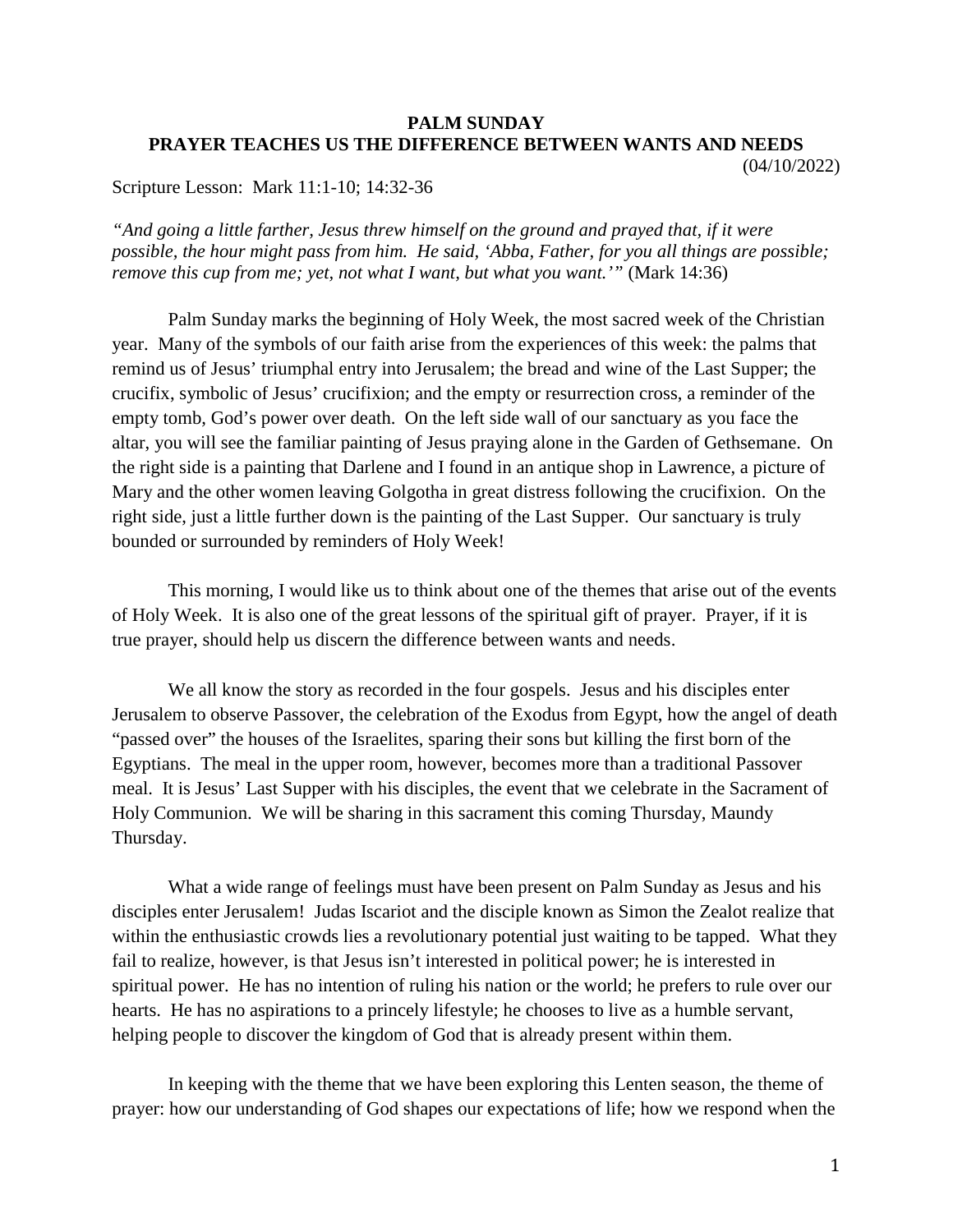# PALM SUNDAY
## PRAYER TEACHES US THE DIFFERENCE BETWEEN WANTS AND NEEDS

(04/10/2022)

Scripture Lesson: Mark 11:1-10; 14:32-36

*"And going a little farther, Jesus threw himself on the ground and prayed that, if it were possible, the hour might pass from him. He said, 'Abba, Father, for you all things are possible; remove this cup from me; yet, not what I want, but what you want.'"* (Mark 14:36)

Palm Sunday marks the beginning of Holy Week, the most sacred week of the Christian year. Many of the symbols of our faith arise from the experiences of this week: the palms that remind us of Jesus' triumphal entry into Jerusalem; the bread and wine of the Last Supper; the crucifix, symbolic of Jesus' crucifixion; and the empty or resurrection cross, a reminder of the empty tomb, God's power over death. On the left side wall of our sanctuary as you face the altar, you will see the familiar painting of Jesus praying alone in the Garden of Gethsemane. On the right side is a painting that Darlene and I found in an antique shop in Lawrence, a picture of Mary and the other women leaving Golgotha in great distress following the crucifixion. On the right side, just a little further down is the painting of the Last Supper. Our sanctuary is truly bounded or surrounded by reminders of Holy Week!

This morning, I would like us to think about one of the themes that arise out of the events of Holy Week. It is also one of the great lessons of the spiritual gift of prayer. Prayer, if it is true prayer, should help us discern the difference between wants and needs.

We all know the story as recorded in the four gospels. Jesus and his disciples enter Jerusalem to observe Passover, the celebration of the Exodus from Egypt, how the angel of death "passed over" the houses of the Israelites, sparing their sons but killing the first born of the Egyptians. The meal in the upper room, however, becomes more than a traditional Passover meal. It is Jesus' Last Supper with his disciples, the event that we celebrate in the Sacrament of Holy Communion. We will be sharing in this sacrament this coming Thursday, Maundy Thursday.

What a wide range of feelings must have been present on Palm Sunday as Jesus and his disciples enter Jerusalem! Judas Iscariot and the disciple known as Simon the Zealot realize that within the enthusiastic crowds lies a revolutionary potential just waiting to be tapped. What they fail to realize, however, is that Jesus isn't interested in political power; he is interested in spiritual power. He has no intention of ruling his nation or the world; he prefers to rule over our hearts. He has no aspirations to a princely lifestyle; he chooses to live as a humble servant, helping people to discover the kingdom of God that is already present within them.

In keeping with the theme that we have been exploring this Lenten season, the theme of prayer: how our understanding of God shapes our expectations of life; how we respond when the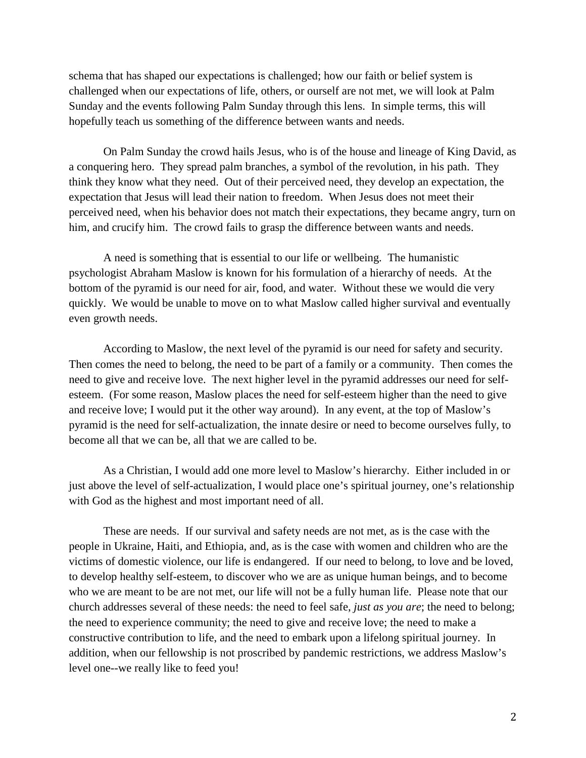schema that has shaped our expectations is challenged; how our faith or belief system is challenged when our expectations of life, others, or ourself are not met, we will look at Palm Sunday and the events following Palm Sunday through this lens. In simple terms, this will hopefully teach us something of the difference between wants and needs.

On Palm Sunday the crowd hails Jesus, who is of the house and lineage of King David, as a conquering hero. They spread palm branches, a symbol of the revolution, in his path. They think they know what they need. Out of their perceived need, they develop an expectation, the expectation that Jesus will lead their nation to freedom. When Jesus does not meet their perceived need, when his behavior does not match their expectations, they became angry, turn on him, and crucify him. The crowd fails to grasp the difference between wants and needs.

A need is something that is essential to our life or wellbeing. The humanistic psychologist Abraham Maslow is known for his formulation of a hierarchy of needs. At the bottom of the pyramid is our need for air, food, and water. Without these we would die very quickly. We would be unable to move on to what Maslow called higher survival and eventually even growth needs.

According to Maslow, the next level of the pyramid is our need for safety and security. Then comes the need to belong, the need to be part of a family or a community. Then comes the need to give and receive love. The next higher level in the pyramid addresses our need for self-esteem. (For some reason, Maslow places the need for self-esteem higher than the need to give and receive love; I would put it the other way around). In any event, at the top of Maslow's pyramid is the need for self-actualization, the innate desire or need to become ourselves fully, to become all that we can be, all that we are called to be.

As a Christian, I would add one more level to Maslow's hierarchy. Either included in or just above the level of self-actualization, I would place one's spiritual journey, one's relationship with God as the highest and most important need of all.

These are needs. If our survival and safety needs are not met, as is the case with the people in Ukraine, Haiti, and Ethiopia, and, as is the case with women and children who are the victims of domestic violence, our life is endangered. If our need to belong, to love and be loved, to develop healthy self-esteem, to discover who we are as unique human beings, and to become who we are meant to be are not met, our life will not be a fully human life. Please note that our church addresses several of these needs: the need to feel safe, *just as you are*; the need to belong; the need to experience community; the need to give and receive love; the need to make a constructive contribution to life, and the need to embark upon a lifelong spiritual journey. In addition, when our fellowship is not proscribed by pandemic restrictions, we address Maslow's level one--we really like to feed you!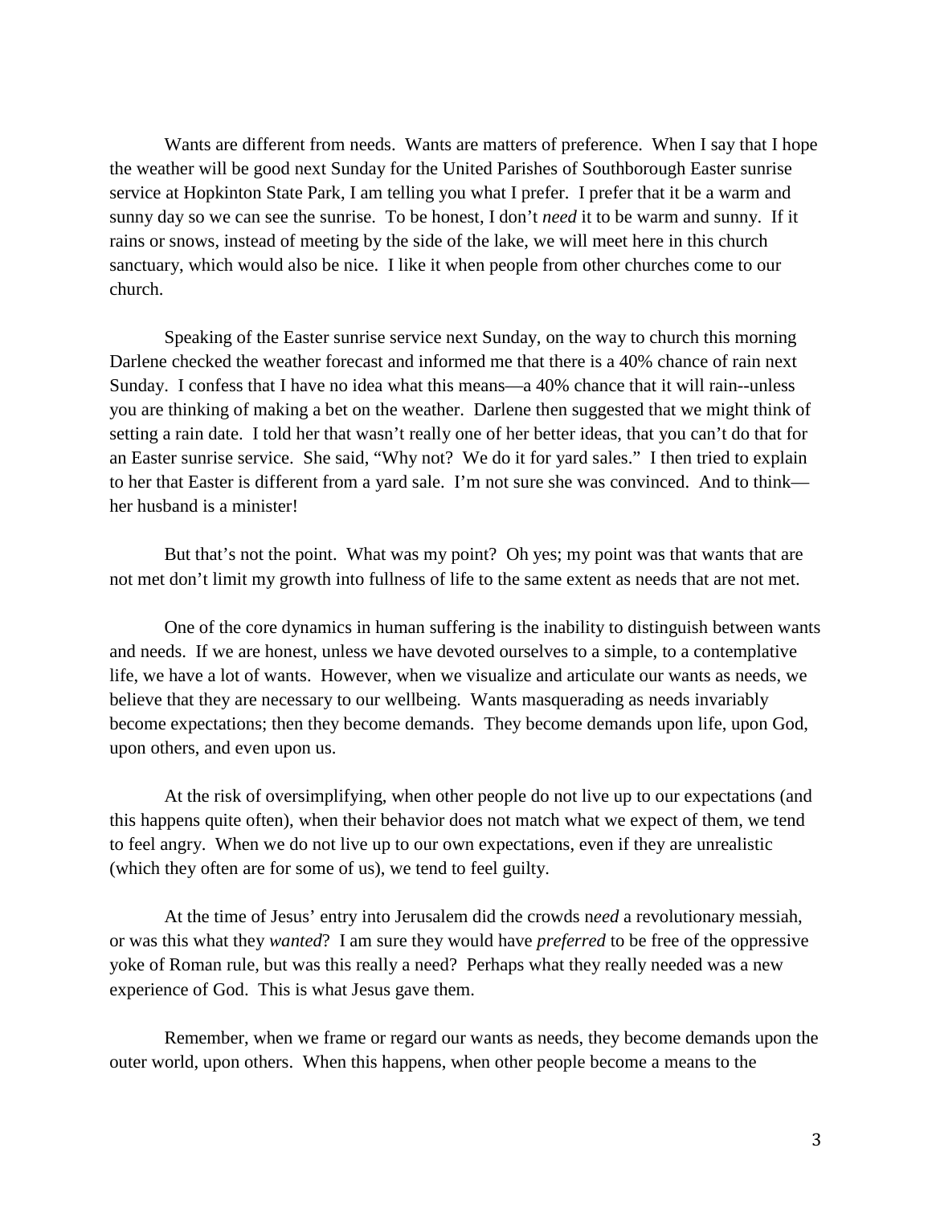Wants are different from needs. Wants are matters of preference. When I say that I hope the weather will be good next Sunday for the United Parishes of Southborough Easter sunrise service at Hopkinton State Park, I am telling you what I prefer. I prefer that it be a warm and sunny day so we can see the sunrise. To be honest, I don't *need* it to be warm and sunny. If it rains or snows, instead of meeting by the side of the lake, we will meet here in this church sanctuary, which would also be nice. I like it when people from other churches come to our church.

Speaking of the Easter sunrise service next Sunday, on the way to church this morning Darlene checked the weather forecast and informed me that there is a 40% chance of rain next Sunday. I confess that I have no idea what this means—a 40% chance that it will rain--unless you are thinking of making a bet on the weather. Darlene then suggested that we might think of setting a rain date. I told her that wasn't really one of her better ideas, that you can't do that for an Easter sunrise service. She said, "Why not? We do it for yard sales." I then tried to explain to her that Easter is different from a yard sale. I'm not sure she was convinced. And to think—her husband is a minister!

But that's not the point. What was my point? Oh yes; my point was that wants that are not met don't limit my growth into fullness of life to the same extent as needs that are not met.

One of the core dynamics in human suffering is the inability to distinguish between wants and needs. If we are honest, unless we have devoted ourselves to a simple, to a contemplative life, we have a lot of wants. However, when we visualize and articulate our wants as needs, we believe that they are necessary to our wellbeing. Wants masquerading as needs invariably become expectations; then they become demands. They become demands upon life, upon God, upon others, and even upon us.

At the risk of oversimplifying, when other people do not live up to our expectations (and this happens quite often), when their behavior does not match what we expect of them, we tend to feel angry. When we do not live up to our own expectations, even if they are unrealistic (which they often are for some of us), we tend to feel guilty.

At the time of Jesus' entry into Jerusalem did the crowds n*eed* a revolutionary messiah, or was this what they *wanted*? I am sure they would have *preferred* to be free of the oppressive yoke of Roman rule, but was this really a need? Perhaps what they really needed was a new experience of God. This is what Jesus gave them.

Remember, when we frame or regard our wants as needs, they become demands upon the outer world, upon others. When this happens, when other people become a means to the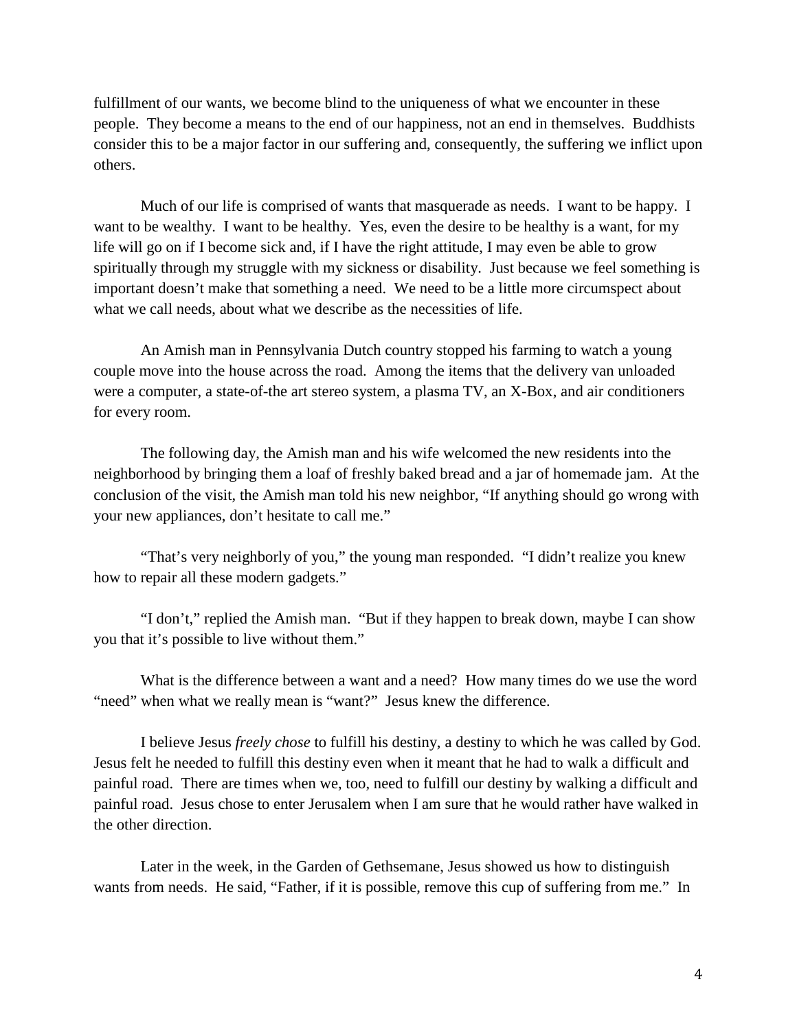fulfillment of our wants, we become blind to the uniqueness of what we encounter in these people. They become a means to the end of our happiness, not an end in themselves. Buddhists consider this to be a major factor in our suffering and, consequently, the suffering we inflict upon others.

Much of our life is comprised of wants that masquerade as needs. I want to be happy. I want to be wealthy. I want to be healthy. Yes, even the desire to be healthy is a want, for my life will go on if I become sick and, if I have the right attitude, I may even be able to grow spiritually through my struggle with my sickness or disability. Just because we feel something is important doesn't make that something a need. We need to be a little more circumspect about what we call needs, about what we describe as the necessities of life.

An Amish man in Pennsylvania Dutch country stopped his farming to watch a young couple move into the house across the road. Among the items that the delivery van unloaded were a computer, a state-of-the art stereo system, a plasma TV, an X-Box, and air conditioners for every room.

The following day, the Amish man and his wife welcomed the new residents into the neighborhood by bringing them a loaf of freshly baked bread and a jar of homemade jam. At the conclusion of the visit, the Amish man told his new neighbor, "If anything should go wrong with your new appliances, don't hesitate to call me."

"That's very neighborly of you," the young man responded. "I didn't realize you knew how to repair all these modern gadgets."

"I don't," replied the Amish man. "But if they happen to break down, maybe I can show you that it's possible to live without them."

What is the difference between a want and a need? How many times do we use the word "need" when what we really mean is "want?" Jesus knew the difference.

I believe Jesus *freely chose* to fulfill his destiny, a destiny to which he was called by God. Jesus felt he needed to fulfill this destiny even when it meant that he had to walk a difficult and painful road. There are times when we, too, need to fulfill our destiny by walking a difficult and painful road. Jesus chose to enter Jerusalem when I am sure that he would rather have walked in the other direction.

Later in the week, in the Garden of Gethsemane, Jesus showed us how to distinguish wants from needs. He said, "Father, if it is possible, remove this cup of suffering from me." In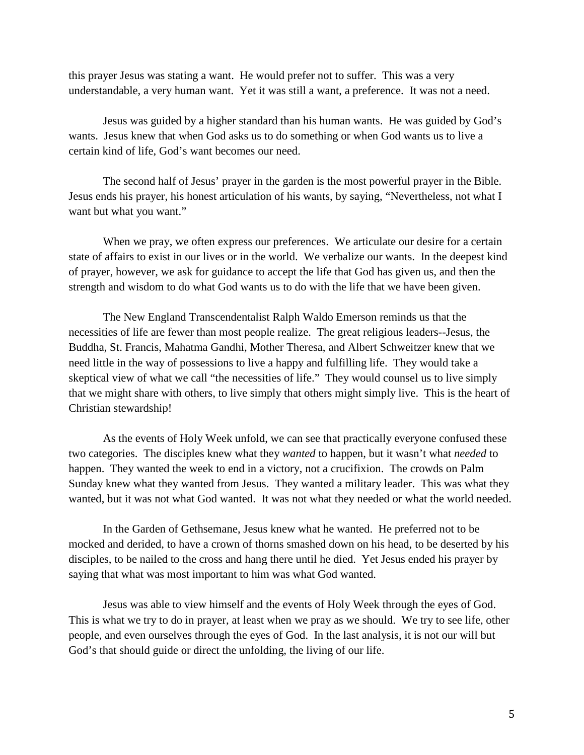this prayer Jesus was stating a want. He would prefer not to suffer. This was a very understandable, a very human want. Yet it was still a want, a preference. It was not a need.

Jesus was guided by a higher standard than his human wants. He was guided by God's wants. Jesus knew that when God asks us to do something or when God wants us to live a certain kind of life, God's want becomes our need.

The second half of Jesus' prayer in the garden is the most powerful prayer in the Bible. Jesus ends his prayer, his honest articulation of his wants, by saying, "Nevertheless, not what I want but what you want."

When we pray, we often express our preferences. We articulate our desire for a certain state of affairs to exist in our lives or in the world. We verbalize our wants. In the deepest kind of prayer, however, we ask for guidance to accept the life that God has given us, and then the strength and wisdom to do what God wants us to do with the life that we have been given.

The New England Transcendentalist Ralph Waldo Emerson reminds us that the necessities of life are fewer than most people realize. The great religious leaders--Jesus, the Buddha, St. Francis, Mahatma Gandhi, Mother Theresa, and Albert Schweitzer knew that we need little in the way of possessions to live a happy and fulfilling life. They would take a skeptical view of what we call "the necessities of life." They would counsel us to live simply that we might share with others, to live simply that others might simply live. This is the heart of Christian stewardship!

As the events of Holy Week unfold, we can see that practically everyone confused these two categories. The disciples knew what they *wanted* to happen, but it wasn't what *needed* to happen. They wanted the week to end in a victory, not a crucifixion. The crowds on Palm Sunday knew what they wanted from Jesus. They wanted a military leader. This was what they wanted, but it was not what God wanted. It was not what they needed or what the world needed.

In the Garden of Gethsemane, Jesus knew what he wanted. He preferred not to be mocked and derided, to have a crown of thorns smashed down on his head, to be deserted by his disciples, to be nailed to the cross and hang there until he died. Yet Jesus ended his prayer by saying that what was most important to him was what God wanted.

Jesus was able to view himself and the events of Holy Week through the eyes of God. This is what we try to do in prayer, at least when we pray as we should. We try to see life, other people, and even ourselves through the eyes of God. In the last analysis, it is not our will but God's that should guide or direct the unfolding, the living of our life.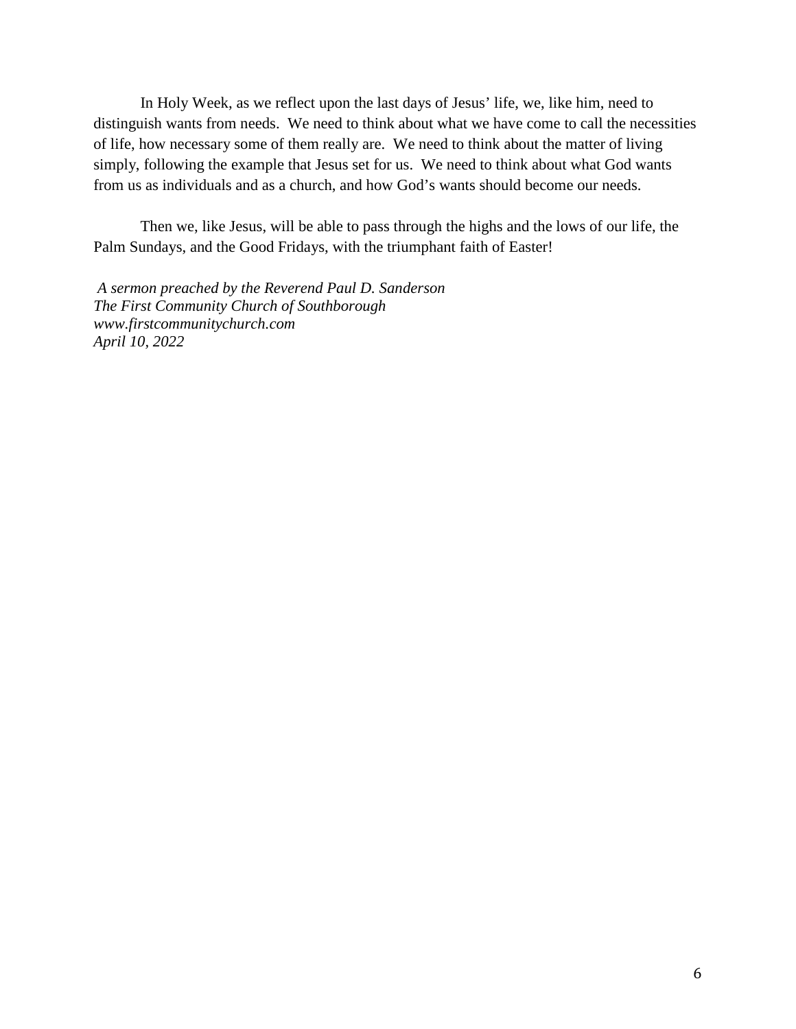In Holy Week, as we reflect upon the last days of Jesus' life, we, like him, need to distinguish wants from needs. We need to think about what we have come to call the necessities of life, how necessary some of them really are. We need to think about the matter of living simply, following the example that Jesus set for us. We need to think about what God wants from us as individuals and as a church, and how God's wants should become our needs.

Then we, like Jesus, will be able to pass through the highs and the lows of our life, the Palm Sundays, and the Good Fridays, with the triumphant faith of Easter!

*A sermon preached by the Reverend Paul D. Sanderson*
*The First Community Church of Southborough*
*www.firstcommunitychurch.com*
*April 10, 2022*